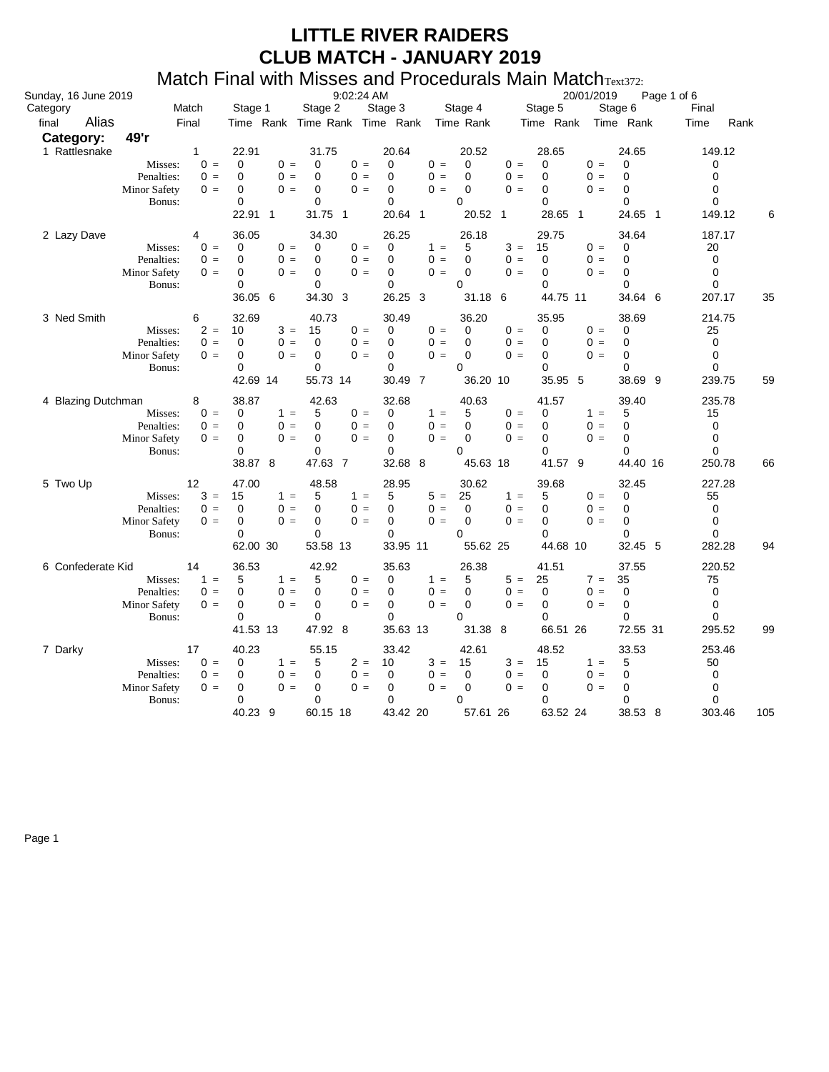# LITTLE RIVER RAIDERS
# CLUB MATCH - JANUARY 2019

## Match Final with Misses and Procedurals Main Match

Sunday, 16 June 2019 9:02:24 AM 20/01/2019

**Category: 49'r**

| Category final | Alias | | Match Final | Stage 1 Time | Rank | | Stage 2 Time | Rank | | Stage 3 Time | Rank | | Stage 4 Time | Rank | | Stage 5 Time | Rank | | Stage 6 Time | Rank | Final Time | Rank |
|---|---|---|---|---|---|---|---|---|---|---|---|---|---|---|---|---|---|---|---|---|---|---|
| 1 | Rattlesnake | | 1 | 22.91 | | | 31.75 | | | 20.64 | | | 20.52 | | | 28.65 | | | 24.65 | | 149.12 | |
| | | Misses: | 0 = | 0 | | 0 = | 0 | | 0 = | 0 | | 0 = | 0 | | 0 = | 0 | | 0 = | 0 | | 0 | |
| | | Penalties: | 0 = | 0 | | 0 = | 0 | | 0 = | 0 | | 0 = | 0 | | 0 = | 0 | | 0 = | 0 | | 0 | |
| | | Minor Safety | 0 = | 0 | | 0 = | 0 | | 0 = | 0 | | 0 = | 0 | | 0 = | 0 | | 0 = | 0 | | 0 | |
| | | Bonus: | | 0 | | | 0 | | | 0 | | | 0 | | | 0 | | | 0 | | 0 | |
| | | | | 22.91 | 1 | | 31.75 | 1 | | 20.64 | 1 | | 20.52 | 1 | | 28.65 | 1 | | 24.65 | 1 | 149.12 | 6 |
| 2 | Lazy Dave | | 4 | 36.05 | | | 34.30 | | | 26.25 | | | 26.18 | | | 29.75 | | | 34.64 | | 187.17 | |
| | | Misses: | 0 = | 0 | | 0 = | 0 | | 0 = | 0 | | 1 = | 5 | | 3 = | 15 | | 0 = | 0 | | 20 | |
| | | Penalties: | 0 = | 0 | | 0 = | 0 | | 0 = | 0 | | 0 = | 0 | | 0 = | 0 | | 0 = | 0 | | 0 | |
| | | Minor Safety | 0 = | 0 | | 0 = | 0 | | 0 = | 0 | | 0 = | 0 | | 0 = | 0 | | 0 = | 0 | | 0 | |
| | | Bonus: | | 0 | | | 0 | | | 0 | | | 0 | | | 0 | | | 0 | | 0 | |
| | | | | 36.05 | 6 | | 34.30 | 3 | | 26.25 | 3 | | 31.18 | 6 | | 44.75 | 11 | | 34.64 | 6 | 207.17 | 35 |
| 3 | Ned Smith | | 6 | 32.69 | | | 40.73 | | | 30.49 | | | 36.20 | | | 35.95 | | | 38.69 | | 214.75 | |
| | | Misses: | 2 = | 10 | | 3 = | 15 | | 0 = | 0 | | 0 = | 0 | | 0 = | 0 | | 0 = | 0 | | 25 | |
| | | Penalties: | 0 = | 0 | | 0 = | 0 | | 0 = | 0 | | 0 = | 0 | | 0 = | 0 | | 0 = | 0 | | 0 | |
| | | Minor Safety | 0 = | 0 | | 0 = | 0 | | 0 = | 0 | | 0 = | 0 | | 0 = | 0 | | 0 = | 0 | | 0 | |
| | | Bonus: | | 0 | | | 0 | | | 0 | | | 0 | | | 0 | | | 0 | | 0 | |
| | | | | 42.69 | 14 | | 55.73 | 14 | | 30.49 | 7 | | 36.20 | 10 | | 35.95 | 5 | | 38.69 | 9 | 239.75 | 59 |
| 4 | Blazing Dutchman | | 8 | 38.87 | | | 42.63 | | | 32.68 | | | 40.63 | | | 41.57 | | | 39.40 | | 235.78 | |
| | | Misses: | 0 = | 0 | | 1 = | 5 | | 0 = | 0 | | 1 = | 5 | | 0 = | 0 | | 1 = | 5 | | 15 | |
| | | Penalties: | 0 = | 0 | | 0 = | 0 | | 0 = | 0 | | 0 = | 0 | | 0 = | 0 | | 0 = | 0 | | 0 | |
| | | Minor Safety | 0 = | 0 | | 0 = | 0 | | 0 = | 0 | | 0 = | 0 | | 0 = | 0 | | 0 = | 0 | | 0 | |
| | | Bonus: | | 0 | | | 0 | | | 0 | | | 0 | | | 0 | | | 0 | | 0 | |
| | | | | 38.87 | 8 | | 47.63 | 7 | | 32.68 | 8 | | 45.63 | 18 | | 41.57 | 9 | | 44.40 | 16 | 250.78 | 66 |
| 5 | Two Up | | 12 | 47.00 | | | 48.58 | | | 28.95 | | | 30.62 | | | 39.68 | | | 32.45 | | 227.28 | |
| | | Misses: | 3 = | 15 | | 1 = | 5 | | 1 = | 5 | | 5 = | 25 | | 1 = | 5 | | 0 = | 0 | | 55 | |
| | | Penalties: | 0 = | 0 | | 0 = | 0 | | 0 = | 0 | | 0 = | 0 | | 0 = | 0 | | 0 = | 0 | | 0 | |
| | | Minor Safety | 0 = | 0 | | 0 = | 0 | | 0 = | 0 | | 0 = | 0 | | 0 = | 0 | | 0 = | 0 | | 0 | |
| | | Bonus: | | 0 | | | 0 | | | 0 | | | 0 | | | 0 | | | 0 | | 0 | |
| | | | | 62.00 | 30 | | 53.58 | 13 | | 33.95 | 11 | | 55.62 | 25 | | 44.68 | 10 | | 32.45 | 5 | 282.28 | 94 |
| 6 | Confederate Kid | | 14 | 36.53 | | | 42.92 | | | 35.63 | | | 26.38 | | | 41.51 | | | 37.55 | | 220.52 | |
| | | Misses: | 1 = | 5 | | 1 = | 5 | | 0 = | 0 | | 1 = | 5 | | 5 = | 25 | | 7 = | 35 | | 75 | |
| | | Penalties: | 0 = | 0 | | 0 = | 0 | | 0 = | 0 | | 0 = | 0 | | 0 = | 0 | | 0 = | 0 | | 0 | |
| | | Minor Safety | 0 = | 0 | | 0 = | 0 | | 0 = | 0 | | 0 = | 0 | | 0 = | 0 | | 0 = | 0 | | 0 | |
| | | Bonus: | | 0 | | | 0 | | | 0 | | | 0 | | | 0 | | | 0 | | 0 | |
| | | | | 41.53 | 13 | | 47.92 | 8 | | 35.63 | 13 | | 31.38 | 8 | | 66.51 | 26 | | 72.55 | 31 | 295.52 | 99 |
| 7 | Darky | | 17 | 40.23 | | | 55.15 | | | 33.42 | | | 42.61 | | | 48.52 | | | 33.53 | | 253.46 | |
| | | Misses: | 0 = | 0 | | 1 = | 5 | | 2 = | 10 | | 3 = | 15 | | 3 = | 15 | | 1 = | 5 | | 50 | |
| | | Penalties: | 0 = | 0 | | 0 = | 0 | | 0 = | 0 | | 0 = | 0 | | 0 = | 0 | | 0 = | 0 | | 0 | |
| | | Minor Safety | 0 = | 0 | | 0 = | 0 | | 0 = | 0 | | 0 = | 0 | | 0 = | 0 | | 0 = | 0 | | 0 | |
| | | Bonus: | | 0 | | | 0 | | | 0 | | | 0 | | | 0 | | | 0 | | 0 | |
| | | | | 40.23 | 9 | | 60.15 | 18 | | 43.42 | 20 | | 57.61 | 26 | | 63.52 | 24 | | 38.53 | 8 | 303.46 | 105 |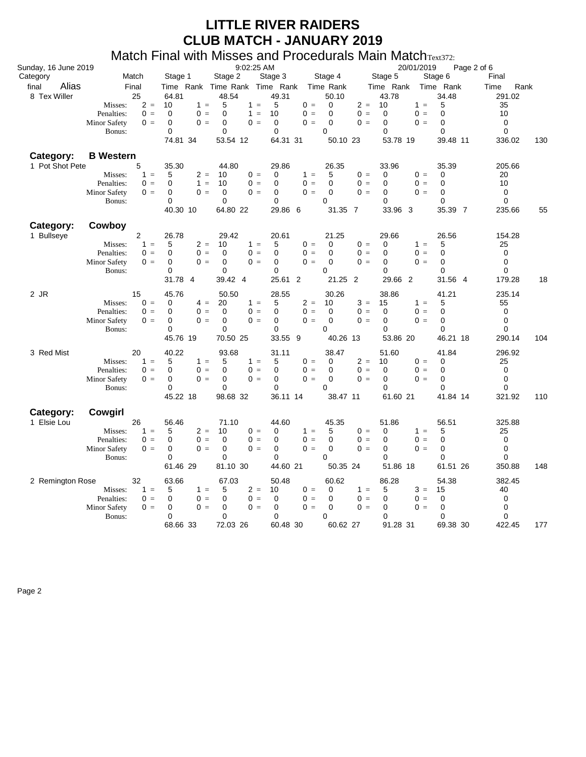# LITTLE RIVER RAIDERS
# CLUB MATCH - JANUARY 2019

## Match Final with Misses and Procedurals Main Match

Sunday, 16 June 2019 9:02:25 AM 20/01/2019

| Category / final Alias | | Match Final | Stage 1 Time | Rank | | Stage 2 Time | Rank | | Stage 3 Time | Rank | | Stage 4 Time | Rank | | Stage 5 Time | Rank | | Stage 6 Time | Rank | Final Time | Rank |
|---|---|---|---|---|---|---|---|---|---|---|---|---|---|---|---|---|---|---|---|---|---|
| 8 Tex Willer | | 25 | 64.81 | | | 48.54 | | | 49.31 | | | 50.10 | | | 43.78 | | | 34.48 | | 291.02 | |
| | Misses: | 2 = | 10 | | 1 = | 5 | | 1 = | 5 | | 0 = | 0 | | 2 = | 10 | | 1 = | 5 | | 35 | |
| | Penalties: | 0 = | 0 | | 0 = | 0 | | 1 = | 10 | | 0 = | 0 | | 0 = | 0 | | 0 = | 0 | | 10 | |
| | Minor Safety | 0 = | 0 | | 0 = | 0 | | 0 = | 0 | | 0 = | 0 | | 0 = | 0 | | 0 = | 0 | | 0 | |
| | Bonus: | | 0 | | | 0 | | | 0 | | | 0 | | | 0 | | | 0 | | 0 | |
| | | | 74.81 | 34 | | 53.54 | 12 | | 64.31 | 31 | | 50.10 | 23 | | 53.78 | 19 | | 39.48 | 11 | 336.02 | 130 |
| **Category: B Western** | | | | | | | | | | | | | | | | | | | | | |
| 1 Pot Shot Pete | | 5 | 35.30 | | | 44.80 | | | 29.86 | | | 26.35 | | | 33.96 | | | 35.39 | | 205.66 | |
| | Misses: | 1 = | 5 | | 2 = | 10 | | 0 = | 0 | | 1 = | 5 | | 0 = | 0 | | 0 = | 0 | | 20 | |
| | Penalties: | 0 = | 0 | | 1 = | 10 | | 0 = | 0 | | 0 = | 0 | | 0 = | 0 | | 0 = | 0 | | 10 | |
| | Minor Safety | 0 = | 0 | | 0 = | 0 | | 0 = | 0 | | 0 = | 0 | | 0 = | 0 | | 0 = | 0 | | 0 | |
| | Bonus: | | 0 | | | 0 | | | 0 | | | 0 | | | 0 | | | 0 | | 0 | |
| | | | 40.30 | 10 | | 64.80 | 22 | | 29.86 | 6 | | 31.35 | 7 | | 33.96 | 3 | | 35.39 | 7 | 235.66 | 55 |
| **Category: Cowboy** | | | | | | | | | | | | | | | | | | | | | |
| 1 Bullseye | | 2 | 26.78 | | | 29.42 | | | 20.61 | | | 21.25 | | | 29.66 | | | 26.56 | | 154.28 | |
| | Misses: | 1 = | 5 | | 2 = | 10 | | 1 = | 5 | | 0 = | 0 | | 0 = | 0 | | 1 = | 5 | | 25 | |
| | Penalties: | 0 = | 0 | | 0 = | 0 | | 0 = | 0 | | 0 = | 0 | | 0 = | 0 | | 0 = | 0 | | 0 | |
| | Minor Safety | 0 = | 0 | | 0 = | 0 | | 0 = | 0 | | 0 = | 0 | | 0 = | 0 | | 0 = | 0 | | 0 | |
| | Bonus: | | 0 | | | 0 | | | 0 | | | 0 | | | 0 | | | 0 | | 0 | |
| | | | 31.78 | 4 | | 39.42 | 4 | | 25.61 | 2 | | 21.25 | 2 | | 29.66 | 2 | | 31.56 | 4 | 179.28 | 18 |
| 2 JR | | 15 | 45.76 | | | 50.50 | | | 28.55 | | | 30.26 | | | 38.86 | | | 41.21 | | 235.14 | |
| | Misses: | 0 = | 0 | | 4 = | 20 | | 1 = | 5 | | 2 = | 10 | | 3 = | 15 | | 1 = | 5 | | 55 | |
| | Penalties: | 0 = | 0 | | 0 = | 0 | | 0 = | 0 | | 0 = | 0 | | 0 = | 0 | | 0 = | 0 | | 0 | |
| | Minor Safety | 0 = | 0 | | 0 = | 0 | | 0 = | 0 | | 0 = | 0 | | 0 = | 0 | | 0 = | 0 | | 0 | |
| | Bonus: | | 0 | | | 0 | | | 0 | | | 0 | | | 0 | | | 0 | | 0 | |
| | | | 45.76 | 19 | | 70.50 | 25 | | 33.55 | 9 | | 40.26 | 13 | | 53.86 | 20 | | 46.21 | 18 | 290.14 | 104 |
| 3 Red Mist | | 20 | 40.22 | | | 93.68 | | | 31.11 | | | 38.47 | | | 51.60 | | | 41.84 | | 296.92 | |
| | Misses: | 1 = | 5 | | 1 = | 5 | | 1 = | 5 | | 0 = | 0 | | 2 = | 10 | | 0 = | 0 | | 25 | |
| | Penalties: | 0 = | 0 | | 0 = | 0 | | 0 = | 0 | | 0 = | 0 | | 0 = | 0 | | 0 = | 0 | | 0 | |
| | Minor Safety | 0 = | 0 | | 0 = | 0 | | 0 = | 0 | | 0 = | 0 | | 0 = | 0 | | 0 = | 0 | | 0 | |
| | Bonus: | | 0 | | | 0 | | | 0 | | | 0 | | | 0 | | | 0 | | 0 | |
| | | | 45.22 | 18 | | 98.68 | 32 | | 36.11 | 14 | | 38.47 | 11 | | 61.60 | 21 | | 41.84 | 14 | 321.92 | 110 |
| **Category: Cowgirl** | | | | | | | | | | | | | | | | | | | | | |
| 1 Elsie Lou | | 26 | 56.46 | | | 71.10 | | | 44.60 | | | 45.35 | | | 51.86 | | | 56.51 | | 325.88 | |
| | Misses: | 1 = | 5 | | 2 = | 10 | | 0 = | 0 | | 1 = | 5 | | 0 = | 0 | | 1 = | 5 | | 25 | |
| | Penalties: | 0 = | 0 | | 0 = | 0 | | 0 = | 0 | | 0 = | 0 | | 0 = | 0 | | 0 = | 0 | | 0 | |
| | Minor Safety | 0 = | 0 | | 0 = | 0 | | 0 = | 0 | | 0 = | 0 | | 0 = | 0 | | 0 = | 0 | | 0 | |
| | Bonus: | | 0 | | | 0 | | | 0 | | | 0 | | | 0 | | | 0 | | 0 | |
| | | | 61.46 | 29 | | 81.10 | 30 | | 44.60 | 21 | | 50.35 | 24 | | 51.86 | 18 | | 61.51 | 26 | 350.88 | 148 |
| 2 Remington Rose | | 32 | 63.66 | | | 67.03 | | | 50.48 | | | 60.62 | | | 86.28 | | | 54.38 | | 382.45 | |
| | Misses: | 1 = | 5 | | 1 = | 5 | | 2 = | 10 | | 0 = | 0 | | 1 = | 5 | | 3 = | 15 | | 40 | |
| | Penalties: | 0 = | 0 | | 0 = | 0 | | 0 = | 0 | | 0 = | 0 | | 0 = | 0 | | 0 = | 0 | | 0 | |
| | Minor Safety | 0 = | 0 | | 0 = | 0 | | 0 = | 0 | | 0 = | 0 | | 0 = | 0 | | 0 = | 0 | | 0 | |
| | Bonus: | | 0 | | | 0 | | | 0 | | | 0 | | | 0 | | | 0 | | 0 | |
| | | | 68.66 | 33 | | 72.03 | 26 | | 60.48 | 30 | | 60.62 | 27 | | 91.28 | 31 | | 69.38 | 30 | 422.45 | 177 |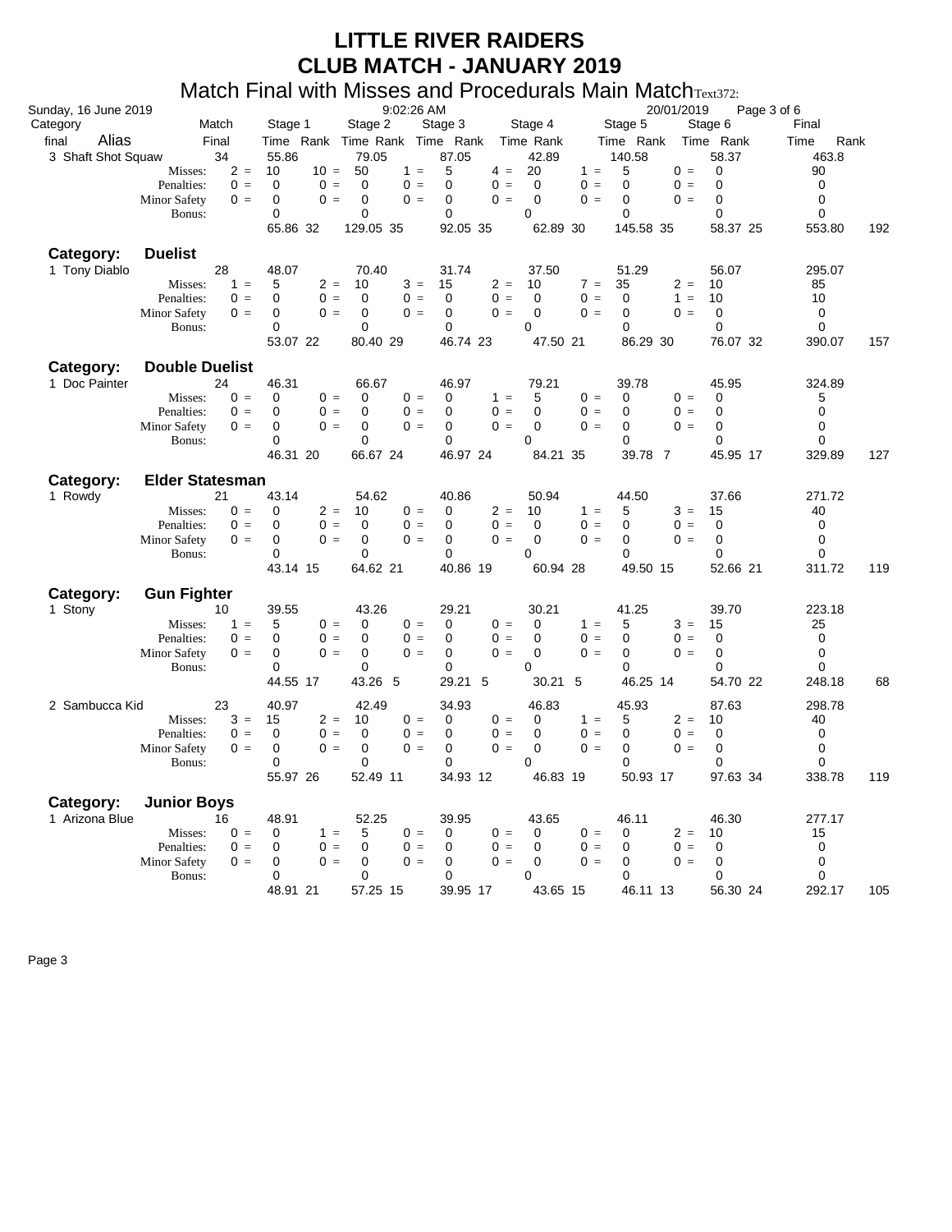# LITTLE RIVER RAIDERS
# CLUB MATCH - JANUARY 2019

## Match Final with Misses and Procedurals Main Match

Sunday, 16 June 2019 — 9:02:26 AM — 20/01/2019

| Category final | Alias | | Match Final | Stage 1 Time | Rank | | Stage 2 Time | Rank | | Stage 3 Time | Rank | | Stage 4 Time | Rank | | Stage 5 Time | Rank | | Stage 6 Time | Rank | Final Time | Rank |
|---|---|---|---|---|---|---|---|---|---|---|---|---|---|---|---|---|---|---|---|---|---|---|
| 3 | Shaft Shot Squaw | | 34 | 55.86 | | | 79.05 | | | 87.05 | | | 42.89 | | | 140.58 | | | 58.37 | | 463.8 | |
| | | Misses: | 2 = | 10 | | 10 = | 50 | | 1 = | 5 | | 4 = | 20 | | 1 = | 5 | | 0 = | 0 | | 90 | |
| | | Penalties: | 0 = | 0 | | 0 = | 0 | | 0 = | 0 | | 0 = | 0 | | 0 = | 0 | | 0 = | 0 | | 0 | |
| | | Minor Safety | 0 = | 0 | | 0 = | 0 | | 0 = | 0 | | 0 = | 0 | | 0 = | 0 | | 0 = | 0 | | 0 | |
| | | Bonus: | | 0 | | | 0 | | | 0 | | | 0 | | | 0 | | | 0 | | 0 | |
| | | | | 65.86 | 32 | | 129.05 | 35 | | 92.05 | 35 | | 62.89 | 30 | | 145.58 | 35 | | 58.37 | 25 | 553.80 | 192 |
| **Category:** | **Duelist** | | | | | | | | | | | | | | | | | | | | | |
| 1 | Tony Diablo | | 28 | 48.07 | | | 70.40 | | | 31.74 | | | 37.50 | | | 51.29 | | | 56.07 | | 295.07 | |
| | | Misses: | 1 = | 5 | | 2 = | 10 | | 3 = | 15 | | 2 = | 10 | | 7 = | 35 | | 2 = | 10 | | 85 | |
| | | Penalties: | 0 = | 0 | | 0 = | 0 | | 0 = | 0 | | 0 = | 0 | | 0 = | 0 | | 1 = | 10 | | 10 | |
| | | Minor Safety | 0 = | 0 | | 0 = | 0 | | 0 = | 0 | | 0 = | 0 | | 0 = | 0 | | 0 = | 0 | | 0 | |
| | | Bonus: | | 0 | | | 0 | | | 0 | | | 0 | | | 0 | | | 0 | | 0 | |
| | | | | 53.07 | 22 | | 80.40 | 29 | | 46.74 | 23 | | 47.50 | 21 | | 86.29 | 30 | | 76.07 | 32 | 390.07 | 157 |
| **Category:** | **Double Duelist** | | | | | | | | | | | | | | | | | | | | | |
| 1 | Doc Painter | | 24 | 46.31 | | | 66.67 | | | 46.97 | | | 79.21 | | | 39.78 | | | 45.95 | | 324.89 | |
| | | Misses: | 0 = | 0 | | 0 = | 0 | | 0 = | 0 | | 1 = | 5 | | 0 = | 0 | | 0 = | 0 | | 5 | |
| | | Penalties: | 0 = | 0 | | 0 = | 0 | | 0 = | 0 | | 0 = | 0 | | 0 = | 0 | | 0 = | 0 | | 0 | |
| | | Minor Safety | 0 = | 0 | | 0 = | 0 | | 0 = | 0 | | 0 = | 0 | | 0 = | 0 | | 0 = | 0 | | 0 | |
| | | Bonus: | | 0 | | | 0 | | | 0 | | | 0 | | | 0 | | | 0 | | 0 | |
| | | | | 46.31 | 20 | | 66.67 | 24 | | 46.97 | 24 | | 84.21 | 35 | | 39.78 | 7 | | 45.95 | 17 | 329.89 | 127 |
| **Category:** | **Elder Statesman** | | | | | | | | | | | | | | | | | | | | | |
| 1 | Rowdy | | 21 | 43.14 | | | 54.62 | | | 40.86 | | | 50.94 | | | 44.50 | | | 37.66 | | 271.72 | |
| | | Misses: | 0 = | 0 | | 2 = | 10 | | 0 = | 0 | | 2 = | 10 | | 1 = | 5 | | 3 = | 15 | | 40 | |
| | | Penalties: | 0 = | 0 | | 0 = | 0 | | 0 = | 0 | | 0 = | 0 | | 0 = | 0 | | 0 = | 0 | | 0 | |
| | | Minor Safety | 0 = | 0 | | 0 = | 0 | | 0 = | 0 | | 0 = | 0 | | 0 = | 0 | | 0 = | 0 | | 0 | |
| | | Bonus: | | 0 | | | 0 | | | 0 | | | 0 | | | 0 | | | 0 | | 0 | |
| | | | | 43.14 | 15 | | 64.62 | 21 | | 40.86 | 19 | | 60.94 | 28 | | 49.50 | 15 | | 52.66 | 21 | 311.72 | 119 |
| **Category:** | **Gun Fighter** | | | | | | | | | | | | | | | | | | | | | |
| 1 | Stony | | 10 | 39.55 | | | 43.26 | | | 29.21 | | | 30.21 | | | 41.25 | | | 39.70 | | 223.18 | |
| | | Misses: | 1 = | 5 | | 0 = | 0 | | 0 = | 0 | | 0 = | 0 | | 1 = | 5 | | 3 = | 15 | | 25 | |
| | | Penalties: | 0 = | 0 | | 0 = | 0 | | 0 = | 0 | | 0 = | 0 | | 0 = | 0 | | 0 = | 0 | | 0 | |
| | | Minor Safety | 0 = | 0 | | 0 = | 0 | | 0 = | 0 | | 0 = | 0 | | 0 = | 0 | | 0 = | 0 | | 0 | |
| | | Bonus: | | 0 | | | 0 | | | 0 | | | 0 | | | 0 | | | 0 | | 0 | |
| | | | | 44.55 | 17 | | 43.26 | 5 | | 29.21 | 5 | | 30.21 | 5 | | 46.25 | 14 | | 54.70 | 22 | 248.18 | 68 |
| 2 | Sambucca Kid | | 23 | 40.97 | | | 42.49 | | | 34.93 | | | 46.83 | | | 45.93 | | | 87.63 | | 298.78 | |
| | | Misses: | 3 = | 15 | | 2 = | 10 | | 0 = | 0 | | 0 = | 0 | | 1 = | 5 | | 2 = | 10 | | 40 | |
| | | Penalties: | 0 = | 0 | | 0 = | 0 | | 0 = | 0 | | 0 = | 0 | | 0 = | 0 | | 0 = | 0 | | 0 | |
| | | Minor Safety | 0 = | 0 | | 0 = | 0 | | 0 = | 0 | | 0 = | 0 | | 0 = | 0 | | 0 = | 0 | | 0 | |
| | | Bonus: | | 0 | | | 0 | | | 0 | | | 0 | | | 0 | | | 0 | | 0 | |
| | | | | 55.97 | 26 | | 52.49 | 11 | | 34.93 | 12 | | 46.83 | 19 | | 50.93 | 17 | | 97.63 | 34 | 338.78 | 119 |
| **Category:** | **Junior Boys** | | | | | | | | | | | | | | | | | | | | | |
| 1 | Arizona Blue | | 16 | 48.91 | | | 52.25 | | | 39.95 | | | 43.65 | | | 46.11 | | | 46.30 | | 277.17 | |
| | | Misses: | 0 = | 0 | | 1 = | 5 | | 0 = | 0 | | 0 = | 0 | | 0 = | 0 | | 2 = | 10 | | 15 | |
| | | Penalties: | 0 = | 0 | | 0 = | 0 | | 0 = | 0 | | 0 = | 0 | | 0 = | 0 | | 0 = | 0 | | 0 | |
| | | Minor Safety | 0 = | 0 | | 0 = | 0 | | 0 = | 0 | | 0 = | 0 | | 0 = | 0 | | 0 = | 0 | | 0 | |
| | | Bonus: | | 0 | | | 0 | | | 0 | | | 0 | | | 0 | | | 0 | | 0 | |
| | | | | 48.91 | 21 | | 57.25 | 15 | | 39.95 | 17 | | 43.65 | 15 | | 46.11 | 13 | | 56.30 | 24 | 292.17 | 105 |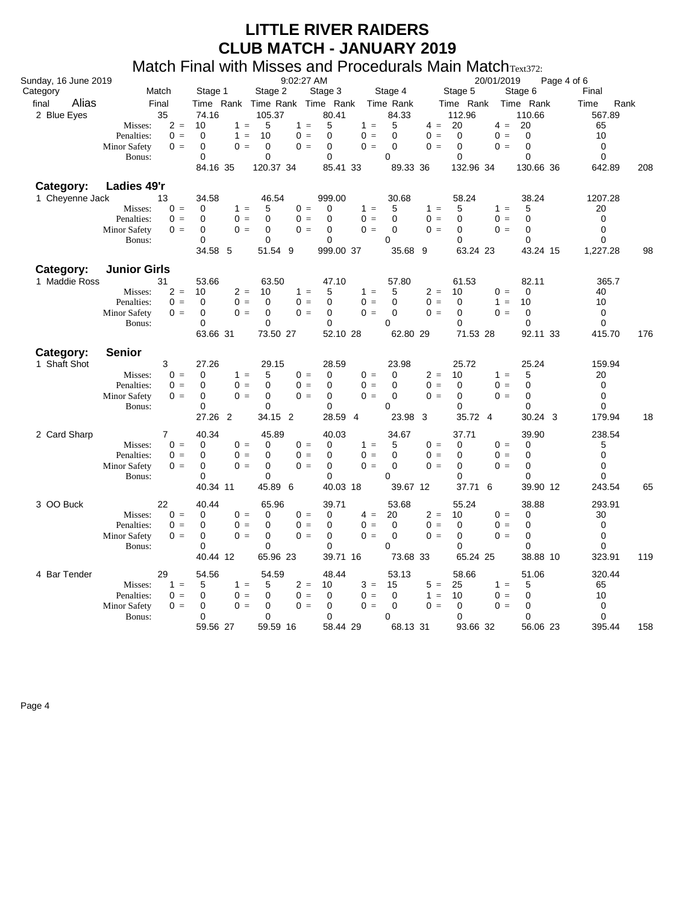# LITTLE RIVER RAIDERS
# CLUB MATCH - JANUARY 2019

## Match Final with Misses and Procedurals Main Match Text372:

Sunday, 16 June 2019 — 9:02:27 AM — 20/01/2019

| Category final | Alias | | Match Final | Stage 1 Time | Rank | | Stage 2 Time | Rank | | Stage 3 Time | Rank | | Stage 4 Time | Rank | | Stage 5 Time | Rank | | Stage 6 Time | Rank | Final Time | Rank |
|---|---|---|---|---|---|---|---|---|---|---|---|---|---|---|---|---|---|---|---|---|---|---|
| 2 | Blue Eyes | | 35 | 74.16 | | | 105.37 | | | 80.41 | | | 84.33 | | | 112.96 | | | 110.66 | | 567.89 | |
| | | Misses: | 2 = | 10 | | 1 = | 5 | | 1 = | 5 | | 1 = | 5 | | 4 = | 20 | | 4 = | 20 | | 65 | |
| | | Penalties: | 0 = | 0 | | 1 = | 10 | | 0 = | 0 | | 0 = | 0 | | 0 = | 0 | | 0 = | 0 | | 10 | |
| | | Minor Safety | 0 = | 0 | | 0 = | 0 | | 0 = | 0 | | 0 = | 0 | | 0 = | 0 | | 0 = | 0 | | 0 | |
| | | Bonus: | | 0 | | | 0 | | | 0 | | | 0 | | | 0 | | | 0 | | 0 | |
| | | | | 84.16 | 35 | | 120.37 | 34 | | 85.41 | 33 | | 89.33 | 36 | | 132.96 | 34 | | 130.66 | 36 | 642.89 | 208 |

### Category: Ladies 49'r

| Category final | Alias | | Match Final | Stage 1 Time | Rank | | Stage 2 Time | Rank | | Stage 3 Time | Rank | | Stage 4 Time | Rank | | Stage 5 Time | Rank | | Stage 6 Time | Rank | Final Time | Rank |
|---|---|---|---|---|---|---|---|---|---|---|---|---|---|---|---|---|---|---|---|---|---|---|
| 1 | Cheyenne Jack | | 13 | 34.58 | | | 46.54 | | | 999.00 | | | 30.68 | | | 58.24 | | | 38.24 | | 1207.28 | |
| | | Misses: | 0 = | 0 | | 1 = | 5 | | 0 = | 0 | | 1 = | 5 | | 1 = | 5 | | 1 = | 5 | | 20 | |
| | | Penalties: | 0 = | 0 | | 0 = | 0 | | 0 = | 0 | | 0 = | 0 | | 0 = | 0 | | 0 = | 0 | | 0 | |
| | | Minor Safety | 0 = | 0 | | 0 = | 0 | | 0 = | 0 | | 0 = | 0 | | 0 = | 0 | | 0 = | 0 | | 0 | |
| | | Bonus: | | 0 | | | 0 | | | 0 | | | 0 | | | 0 | | | 0 | | 0 | |
| | | | | 34.58 | 5 | | 51.54 | 9 | | 999.00 | 37 | | 35.68 | 9 | | 63.24 | 23 | | 43.24 | 15 | 1,227.28 | 98 |

### Category: Junior Girls

| Category final | Alias | | Match Final | Stage 1 Time | Rank | | Stage 2 Time | Rank | | Stage 3 Time | Rank | | Stage 4 Time | Rank | | Stage 5 Time | Rank | | Stage 6 Time | Rank | Final Time | Rank |
|---|---|---|---|---|---|---|---|---|---|---|---|---|---|---|---|---|---|---|---|---|---|---|
| 1 | Maddie Ross | | 31 | 53.66 | | | 63.50 | | | 47.10 | | | 57.80 | | | 61.53 | | | 82.11 | | 365.7 | |
| | | Misses: | 2 = | 10 | | 2 = | 10 | | 1 = | 5 | | 1 = | 5 | | 2 = | 10 | | 0 = | 0 | | 40 | |
| | | Penalties: | 0 = | 0 | | 0 = | 0 | | 0 = | 0 | | 0 = | 0 | | 0 = | 0 | | 1 = | 10 | | 10 | |
| | | Minor Safety | 0 = | 0 | | 0 = | 0 | | 0 = | 0 | | 0 = | 0 | | 0 = | 0 | | 0 = | 0 | | 0 | |
| | | Bonus: | | 0 | | | 0 | | | 0 | | | 0 | | | 0 | | | 0 | | 0 | |
| | | | | 63.66 | 31 | | 73.50 | 27 | | 52.10 | 28 | | 62.80 | 29 | | 71.53 | 28 | | 92.11 | 33 | 415.70 | 176 |

### Category: Senior

| Category final | Alias | | Match Final | Stage 1 Time | Rank | | Stage 2 Time | Rank | | Stage 3 Time | Rank | | Stage 4 Time | Rank | | Stage 5 Time | Rank | | Stage 6 Time | Rank | Final Time | Rank |
|---|---|---|---|---|---|---|---|---|---|---|---|---|---|---|---|---|---|---|---|---|---|---|
| 1 | Shaft Shot | | 3 | 27.26 | | | 29.15 | | | 28.59 | | | 23.98 | | | 25.72 | | | 25.24 | | 159.94 | |
| | | Misses: | 0 = | 0 | | 1 = | 5 | | 0 = | 0 | | 0 = | 0 | | 2 = | 10 | | 1 = | 5 | | 20 | |
| | | Penalties: | 0 = | 0 | | 0 = | 0 | | 0 = | 0 | | 0 = | 0 | | 0 = | 0 | | 0 = | 0 | | 0 | |
| | | Minor Safety | 0 = | 0 | | 0 = | 0 | | 0 = | 0 | | 0 = | 0 | | 0 = | 0 | | 0 = | 0 | | 0 | |
| | | Bonus: | | 0 | | | 0 | | | 0 | | | 0 | | | 0 | | | 0 | | 0 | |
| | | | | 27.26 | 2 | | 34.15 | 2 | | 28.59 | 4 | | 23.98 | 3 | | 35.72 | 4 | | 30.24 | 3 | 179.94 | 18 |
| 2 | Card Sharp | | 7 | 40.34 | | | 45.89 | | | 40.03 | | | 34.67 | | | 37.71 | | | 39.90 | | 238.54 | |
| | | Misses: | 0 = | 0 | | 0 = | 0 | | 0 = | 0 | | 1 = | 5 | | 0 = | 0 | | 0 = | 0 | | 5 | |
| | | Penalties: | 0 = | 0 | | 0 = | 0 | | 0 = | 0 | | 0 = | 0 | | 0 = | 0 | | 0 = | 0 | | 0 | |
| | | Minor Safety | 0 = | 0 | | 0 = | 0 | | 0 = | 0 | | 0 = | 0 | | 0 = | 0 | | 0 = | 0 | | 0 | |
| | | Bonus: | | 0 | | | 0 | | | 0 | | | 0 | | | 0 | | | 0 | | 0 | |
| | | | | 40.34 | 11 | | 45.89 | 6 | | 40.03 | 18 | | 39.67 | 12 | | 37.71 | 6 | | 39.90 | 12 | 243.54 | 65 |
| 3 | OO Buck | | 22 | 40.44 | | | 65.96 | | | 39.71 | | | 53.68 | | | 55.24 | | | 38.88 | | 293.91 | |
| | | Misses: | 0 = | 0 | | 0 = | 0 | | 0 = | 0 | | 4 = | 20 | | 2 = | 10 | | 0 = | 0 | | 30 | |
| | | Penalties: | 0 = | 0 | | 0 = | 0 | | 0 = | 0 | | 0 = | 0 | | 0 = | 0 | | 0 = | 0 | | 0 | |
| | | Minor Safety | 0 = | 0 | | 0 = | 0 | | 0 = | 0 | | 0 = | 0 | | 0 = | 0 | | 0 = | 0 | | 0 | |
| | | Bonus: | | 0 | | | 0 | | | 0 | | | 0 | | | 0 | | | 0 | | 0 | |
| | | | | 40.44 | 12 | | 65.96 | 23 | | 39.71 | 16 | | 73.68 | 33 | | 65.24 | 25 | | 38.88 | 10 | 323.91 | 119 |
| 4 | Bar Tender | | 29 | 54.56 | | | 54.59 | | | 48.44 | | | 53.13 | | | 58.66 | | | 51.06 | | 320.44 | |
| | | Misses: | 1 = | 5 | | 1 = | 5 | | 2 = | 10 | | 3 = | 15 | | 5 = | 25 | | 1 = | 5 | | 65 | |
| | | Penalties: | 0 = | 0 | | 0 = | 0 | | 0 = | 0 | | 0 = | 0 | | 1 = | 10 | | 0 = | 0 | | 10 | |
| | | Minor Safety | 0 = | 0 | | 0 = | 0 | | 0 = | 0 | | 0 = | 0 | | 0 = | 0 | | 0 = | 0 | | 0 | |
| | | Bonus: | | 0 | | | 0 | | | 0 | | | 0 | | | 0 | | | 0 | | 0 | |
| | | | | 59.56 | 27 | | 59.59 | 16 | | 58.44 | 29 | | 68.13 | 31 | | 93.66 | 32 | | 56.06 | 23 | 395.44 | 158 |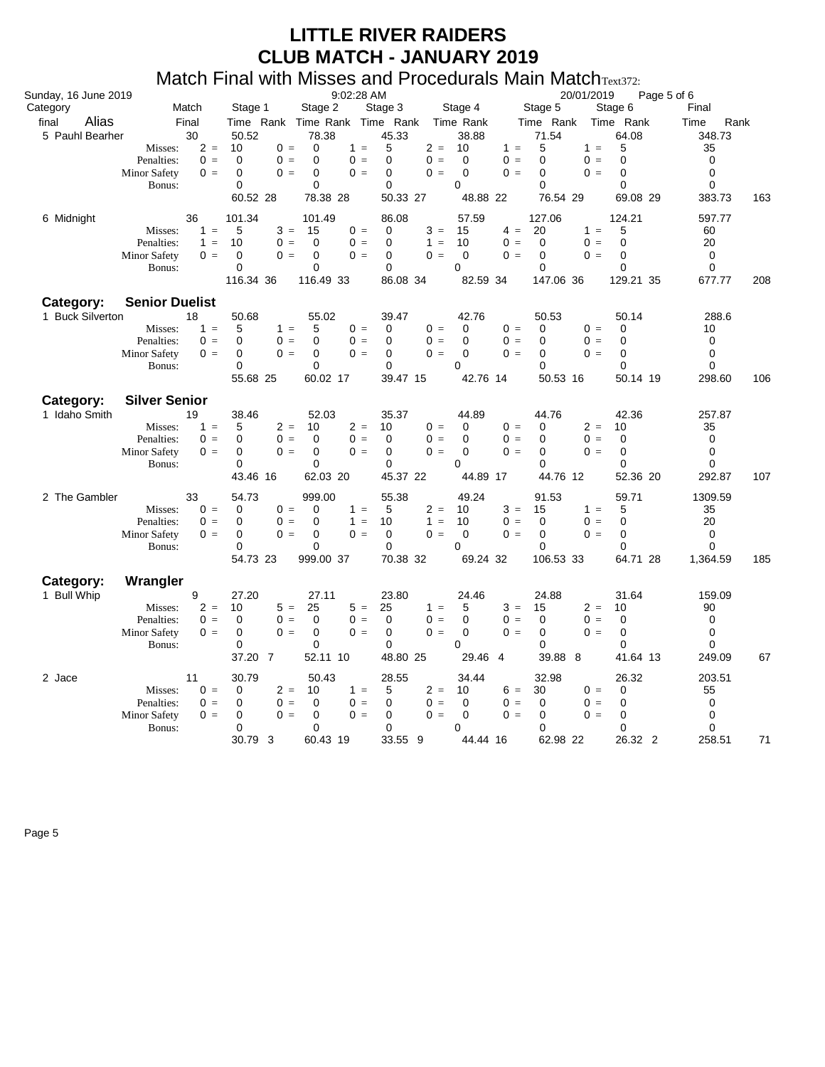# LITTLE RIVER RAIDERS

## CLUB MATCH - JANUARY 2019

### Match Final with Misses and Procedurals Main Match

Sunday, 16 June 2019 — 9:02:28 AM — 20/01/2019

| Category final | Alias | Match Final | Stage 1 Time | Rank | Stage 2 Time | Rank | Stage 3 Time | Rank | Stage 4 Time | Rank | Stage 5 Time | Rank | Stage 6 Time | Rank | Final Time | Rank |
|---|---|---|---|---|---|---|---|---|---|---|---|---|---|---|---|---|
| 5 | Pauhl Bearher | 30 | 50.52 | | 78.38 | | 45.33 | | 38.88 | | 71.54 | | 64.08 | | 348.73 | |
| | Misses: | | 2 = 10 | | 0 = 0 | | 1 = 5 | | 2 = 10 | | 1 = 5 | | 1 = 5 | | 35 | |
| | Penalties: | | 0 = 0 | | 0 = 0 | | 0 = 0 | | 0 = 0 | | 0 = 0 | | 0 = 0 | | 0 | |
| | Minor Safety | | 0 = 0 | | 0 = 0 | | 0 = 0 | | 0 = 0 | | 0 = 0 | | 0 = 0 | | 0 | |
| | Bonus: | | 0 | | 0 | | 0 | | 0 | | 0 | | 0 | | 0 | |
| | | | 60.52 | 28 | 78.38 | 28 | 50.33 | 27 | 48.88 | 22 | 76.54 | 29 | 69.08 | 29 | 383.73 | 163 |
| 6 | Midnight | 36 | 101.34 | | 101.49 | | 86.08 | | 57.59 | | 127.06 | | 124.21 | | 597.77 | |
| | Misses: | | 1 = 5 | | 3 = 15 | | 0 = 0 | | 3 = 15 | | 4 = 20 | | 1 = 5 | | 60 | |
| | Penalties: | | 1 = 10 | | 0 = 0 | | 0 = 0 | | 1 = 10 | | 0 = 0 | | 0 = 0 | | 20 | |
| | Minor Safety | | 0 = 0 | | 0 = 0 | | 0 = 0 | | 0 = 0 | | 0 = 0 | | 0 = 0 | | 0 | |
| | Bonus: | | 0 | | 0 | | 0 | | 0 | | 0 | | 0 | | 0 | |
| | | | 116.34 | 36 | 116.49 | 33 | 86.08 | 34 | 82.59 | 34 | 147.06 | 36 | 129.21 | 35 | 677.77 | 208 |
| **Category:** | **Senior Duelist** | | | | | | | | | | | | | | | |
| 1 | Buck Silverton | 18 | 50.68 | | 55.02 | | 39.47 | | 42.76 | | 50.53 | | 50.14 | | 288.6 | |
| | Misses: | | 1 = 5 | | 1 = 5 | | 0 = 0 | | 0 = 0 | | 0 = 0 | | 0 = 0 | | 10 | |
| | Penalties: | | 0 = 0 | | 0 = 0 | | 0 = 0 | | 0 = 0 | | 0 = 0 | | 0 = 0 | | 0 | |
| | Minor Safety | | 0 = 0 | | 0 = 0 | | 0 = 0 | | 0 = 0 | | 0 = 0 | | 0 = 0 | | 0 | |
| | Bonus: | | 0 | | 0 | | 0 | | 0 | | 0 | | 0 | | 0 | |
| | | | 55.68 | 25 | 60.02 | 17 | 39.47 | 15 | 42.76 | 14 | 50.53 | 16 | 50.14 | 19 | 298.60 | 106 |
| **Category:** | **Silver Senior** | | | | | | | | | | | | | | | |
| 1 | Idaho Smith | 19 | 38.46 | | 52.03 | | 35.37 | | 44.89 | | 44.76 | | 42.36 | | 257.87 | |
| | Misses: | | 1 = 5 | | 2 = 10 | | 2 = 10 | | 0 = 0 | | 0 = 0 | | 2 = 10 | | 35 | |
| | Penalties: | | 0 = 0 | | 0 = 0 | | 0 = 0 | | 0 = 0 | | 0 = 0 | | 0 = 0 | | 0 | |
| | Minor Safety | | 0 = 0 | | 0 = 0 | | 0 = 0 | | 0 = 0 | | 0 = 0 | | 0 = 0 | | 0 | |
| | Bonus: | | 0 | | 0 | | 0 | | 0 | | 0 | | 0 | | 0 | |
| | | | 43.46 | 16 | 62.03 | 20 | 45.37 | 22 | 44.89 | 17 | 44.76 | 12 | 52.36 | 20 | 292.87 | 107 |
| 2 | The Gambler | 33 | 54.73 | | 999.00 | | 55.38 | | 49.24 | | 91.53 | | 59.71 | | 1309.59 | |
| | Misses: | | 0 = 0 | | 0 = 0 | | 1 = 5 | | 2 = 10 | | 3 = 15 | | 1 = 5 | | 35 | |
| | Penalties: | | 0 = 0 | | 0 = 0 | | 1 = 10 | | 1 = 10 | | 0 = 0 | | 0 = 0 | | 20 | |
| | Minor Safety | | 0 = 0 | | 0 = 0 | | 0 = 0 | | 0 = 0 | | 0 = 0 | | 0 = 0 | | 0 | |
| | Bonus: | | 0 | | 0 | | 0 | | 0 | | 0 | | 0 | | 0 | |
| | | | 54.73 | 23 | 999.00 | 37 | 70.38 | 32 | 69.24 | 32 | 106.53 | 33 | 64.71 | 28 | 1,364.59 | 185 |
| **Category:** | **Wrangler** | | | | | | | | | | | | | | | |
| 1 | Bull Whip | 9 | 27.20 | | 27.11 | | 23.80 | | 24.46 | | 24.88 | | 31.64 | | 159.09 | |
| | Misses: | | 2 = 10 | | 5 = 25 | | 5 = 25 | | 1 = 5 | | 3 = 15 | | 2 = 10 | | 90 | |
| | Penalties: | | 0 = 0 | | 0 = 0 | | 0 = 0 | | 0 = 0 | | 0 = 0 | | 0 = 0 | | 0 | |
| | Minor Safety | | 0 = 0 | | 0 = 0 | | 0 = 0 | | 0 = 0 | | 0 = 0 | | 0 = 0 | | 0 | |
| | Bonus: | | 0 | | 0 | | 0 | | 0 | | 0 | | 0 | | 0 | |
| | | | 37.20 | 7 | 52.11 | 10 | 48.80 | 25 | 29.46 | 4 | 39.88 | 8 | 41.64 | 13 | 249.09 | 67 |
| 2 | Jace | 11 | 30.79 | | 50.43 | | 28.55 | | 34.44 | | 32.98 | | 26.32 | | 203.51 | |
| | Misses: | | 0 = 0 | | 2 = 10 | | 1 = 5 | | 2 = 10 | | 6 = 30 | | 0 = 0 | | 55 | |
| | Penalties: | | 0 = 0 | | 0 = 0 | | 0 = 0 | | 0 = 0 | | 0 = 0 | | 0 = 0 | | 0 | |
| | Minor Safety | | 0 = 0 | | 0 = 0 | | 0 = 0 | | 0 = 0 | | 0 = 0 | | 0 = 0 | | 0 | |
| | Bonus: | | 0 | | 0 | | 0 | | 0 | | 0 | | 0 | | 0 | |
| | | | 30.79 | 3 | 60.43 | 19 | 33.55 | 9 | 44.44 | 16 | 62.98 | 22 | 26.32 | 2 | 258.51 | 71 |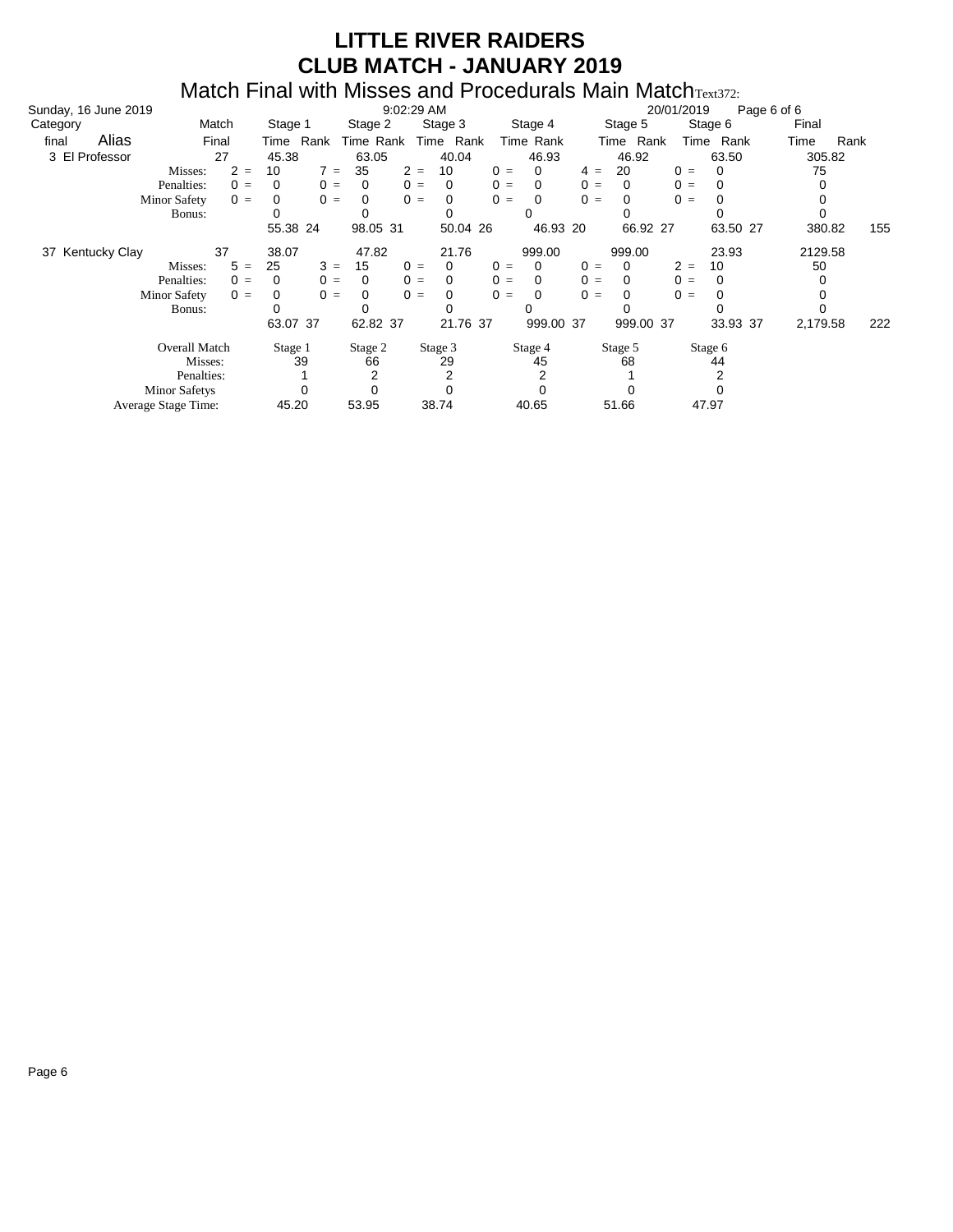# LITTLE RIVER RAIDERS
# CLUB MATCH - JANUARY 2019
## Match Final with Misses and Procedurals Main Match

Text372:

Sunday, 16 June 2019 9:02:29 AM 20/01/2019

| Category final | Alias | Match Final | | Stage 1 Time | Rank | | Stage 2 Time | Rank | | Stage 3 Time | Rank | | Stage 4 Time | Rank | | Stage 5 Time | Rank | | Stage 6 Time | Rank | Final Time | Rank |
|---|---|---|---|---|---|---|---|---|---|---|---|---|---|---|---|---|---|---|---|---|---|---|
| 3 | El Professor | 27 | | 45.38 | | | 63.05 | | | 40.04 | | | 46.93 | | | 46.92 | | | 63.50 | | 305.82 | |
| | Misses: | 2 = | | 10 | | 7 = | 35 | | 2 = | 10 | | 0 = | 0 | | 4 = | 20 | | 0 = | 0 | | 75 | |
| | Penalties: | 0 = | | 0 | | 0 = | 0 | | 0 = | 0 | | 0 = | 0 | | 0 = | 0 | | 0 = | 0 | | 0 | |
| | Minor Safety | 0 = | | 0 | | 0 = | 0 | | 0 = | 0 | | 0 = | 0 | | 0 = | 0 | | 0 = | 0 | | 0 | |
| | Bonus: | | | 0 | | | 0 | | | 0 | | | 0 | | | 0 | | | 0 | | 0 | |
| | | | | 55.38 | 24 | | 98.05 | 31 | | 50.04 | 26 | | 46.93 | 20 | | 66.92 | 27 | | 63.50 | 27 | 380.82 | 155 |
| 37 | Kentucky Clay | 37 | | 38.07 | | | 47.82 | | | 21.76 | | | 999.00 | | | 999.00 | | | 23.93 | | 2129.58 | |
| | Misses: | 5 = | | 25 | | 3 = | 15 | | 0 = | 0 | | 0 = | 0 | | 0 = | 0 | | 2 = | 10 | | 50 | |
| | Penalties: | 0 = | | 0 | | 0 = | 0 | | 0 = | 0 | | 0 = | 0 | | 0 = | 0 | | 0 = | 0 | | 0 | |
| | Minor Safety | 0 = | | 0 | | 0 = | 0 | | 0 = | 0 | | 0 = | 0 | | 0 = | 0 | | 0 = | 0 | | 0 | |
| | Bonus: | | | 0 | | | 0 | | | 0 | | | 0 | | | 0 | | | 0 | | 0 | |
| | | | | 63.07 | 37 | | 62.82 | 37 | | 21.76 | 37 | | 999.00 | 37 | | 999.00 | 37 | | 33.93 | 37 | 2,179.58 | 222 |

| Overall Match | Stage 1 | Stage 2 | Stage 3 | Stage 4 | Stage 5 | Stage 6 |
|---|---|---|---|---|---|---|
| Misses: | 39 | 66 | 29 | 45 | 68 | 44 |
| Penalties: | 1 | 2 | 2 | 2 | 1 | 2 |
| Minor Safetys | 0 | 0 | 0 | 0 | 0 | 0 |
| Average Stage Time: | 45.20 | 53.95 | 38.74 | 40.65 | 51.66 | 47.97 |